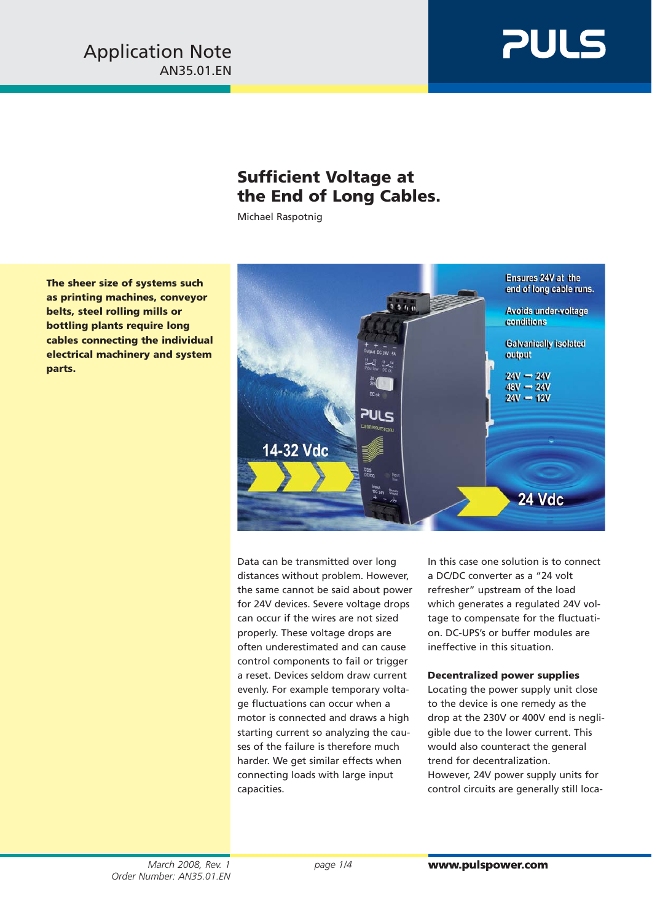Application Note
AN35.01.EN

# Sufficient Voltage at the End of Long Cables.

Michael Raspotnig

**The sheer size of systems such as printing machines, conveyor belts, steel rolling mills or bottling plants require long cables connecting the individual electrical machinery and system parts.**

Data can be transmitted over long distances without problem. However, the same cannot be said about power for 24V devices. Severe voltage drops can occur if the wires are not sized properly. These voltage drops are often underestimated and can cause control components to fail or trigger a reset. Devices seldom draw current evenly. For example temporary voltage fluctuations can occur when a motor is connected and draws a high starting current so analyzing the causes of the failure is therefore much harder. We get similar effects when connecting loads with large input capacities.

In this case one solution is to connect a DC/DC converter as a "24 volt refresher" upstream of the load which generates a regulated 24V voltage to compensate for the fluctuation. DC-UPS's or buffer modules are ineffective in this situation.

### Decentralized power supplies

Locating the power supply unit close to the device is one remedy as the drop at the 230V or 400V end is negligible due to the lower current. This would also counteract the general trend for decentralization.
However, 24V power supply units for control circuits are generally still loca-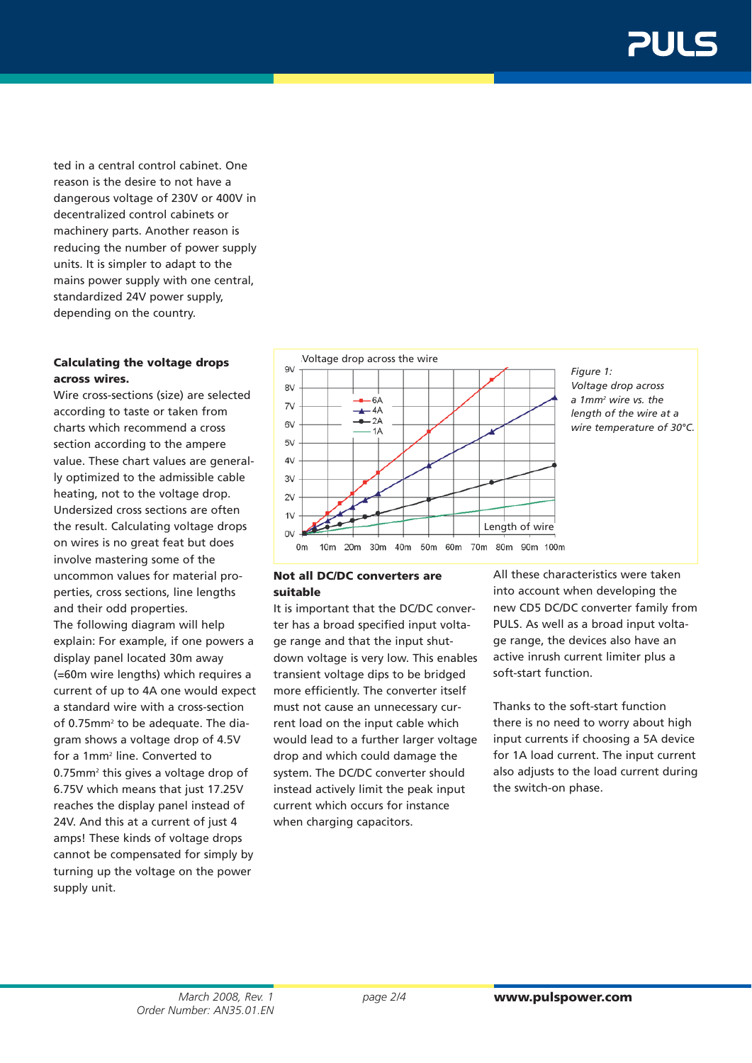ted in a central control cabinet. One reason is the desire to not have a dangerous voltage of 230V or 400V in decentralized control cabinets or machinery parts. Another reason is reducing the number of power supply units. It is simpler to adapt to the mains power supply with one central, standardized 24V power supply, depending on the country.

**Calculating the voltage drops across wires.**

Wire cross-sections (size) are selected according to taste or taken from charts which recommend a cross section according to the ampere value. These chart values are generally optimized to the admissible cable heating, not to the voltage drop. Undersized cross sections are often the result. Calculating voltage drops on wires is no great feat but does involve mastering some of the uncommon values for material properties, cross sections, line lengths and their odd properties.

The following diagram will help explain: For example, if one powers a display panel located 30m away (=60m wire lengths) which requires a current of up to 4A one would expect a standard wire with a cross-section of 0.75mm² to be adequate. The diagram shows a voltage drop of 4.5V for a 1mm² line. Converted to 0.75mm² this gives a voltage drop of 6.75V which means that just 17.25V reaches the display panel instead of 24V. And this at a current of just 4 amps! These kinds of voltage drops cannot be compensated for simply by turning up the voltage on the power supply unit.

*Figure 1: Voltage drop across a 1mm² wire vs. the length of the wire at a wire temperature of 30°C.*

**Not all DC/DC converters are suitable**

It is important that the DC/DC converter has a broad specified input voltage range and that the input shutdown voltage is very low. This enables transient voltage dips to be bridged more efficiently. The converter itself must not cause an unnecessary current load on the input cable which would lead to a further larger voltage drop and which could damage the system. The DC/DC converter should instead actively limit the peak input current which occurs for instance when charging capacitors.

All these characteristics were taken into account when developing the new CD5 DC/DC converter family from PULS. As well as a broad input voltage range, the devices also have an active inrush current limiter plus a soft-start function.

Thanks to the soft-start function there is no need to worry about high input currents if choosing a 5A device for 1A load current. The input current also adjusts to the load current during the switch-on phase.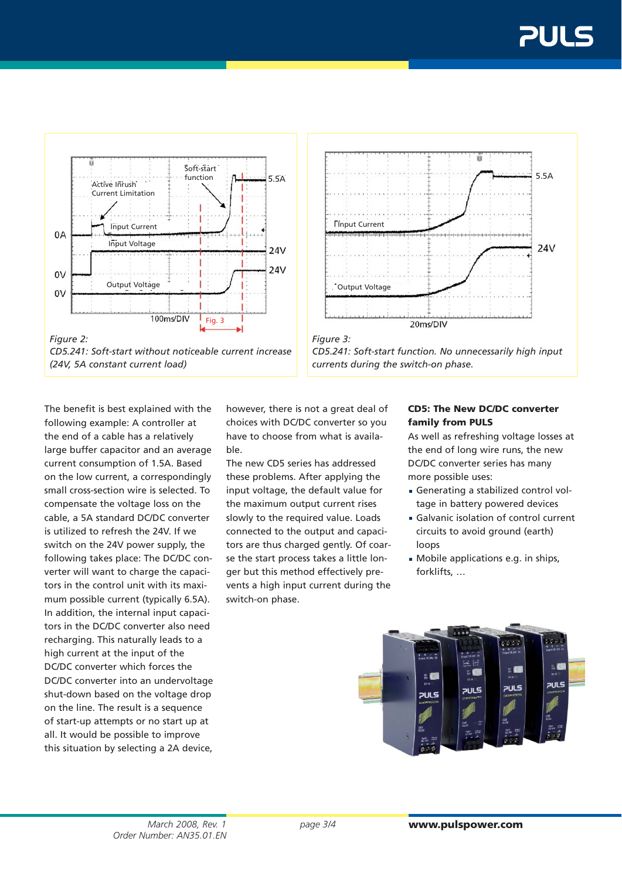*Figure 2:*
*CD5.241: Soft-start without noticeable current increase (24V, 5A constant current load)*

*Figure 3:*
*CD5.241: Soft-start function. No unnecessarily high input currents during the switch-on phase.*

The benefit is best explained with the following example: A controller at the end of a cable has a relatively large buffer capacitor and an average current consumption of 1.5A. Based on the low current, a correspondingly small cross-section wire is selected. To compensate the voltage loss on the cable, a 5A standard DC/DC converter is utilized to refresh the 24V. If we switch on the 24V power supply, the following takes place: The DC/DC converter will want to charge the capacitors in the control unit with its maximum possible current (typically 6.5A). In addition, the internal input capacitors in the DC/DC converter also need recharging. This naturally leads to a high current at the input of the DC/DC converter which forces the DC/DC converter into an undervoltage shut-down based on the voltage drop on the line. The result is a sequence of start-up attempts or no start up at all. It would be possible to improve this situation by selecting a 2A device, however, there is not a great deal of choices with DC/DC converter so you have to choose from what is available.

The new CD5 series has addressed these problems. After applying the input voltage, the default value for the maximum output current rises slowly to the required value. Loads connected to the output and capacitors are thus charged gently. Of coarse the start process takes a little longer but this method effectively prevents a high input current during the switch-on phase.

### CD5: The New DC/DC converter family from PULS

As well as refreshing voltage losses at the end of long wire runs, the new DC/DC converter series has many more possible uses:

- Generating a stabilized control voltage in battery powered devices
- Galvanic isolation of control current circuits to avoid ground (earth) loops
- Mobile applications e.g. in ships, forklifts, …

March 2008, Rev. 1
Order Number: AN35.01.EN

www.pulspower.com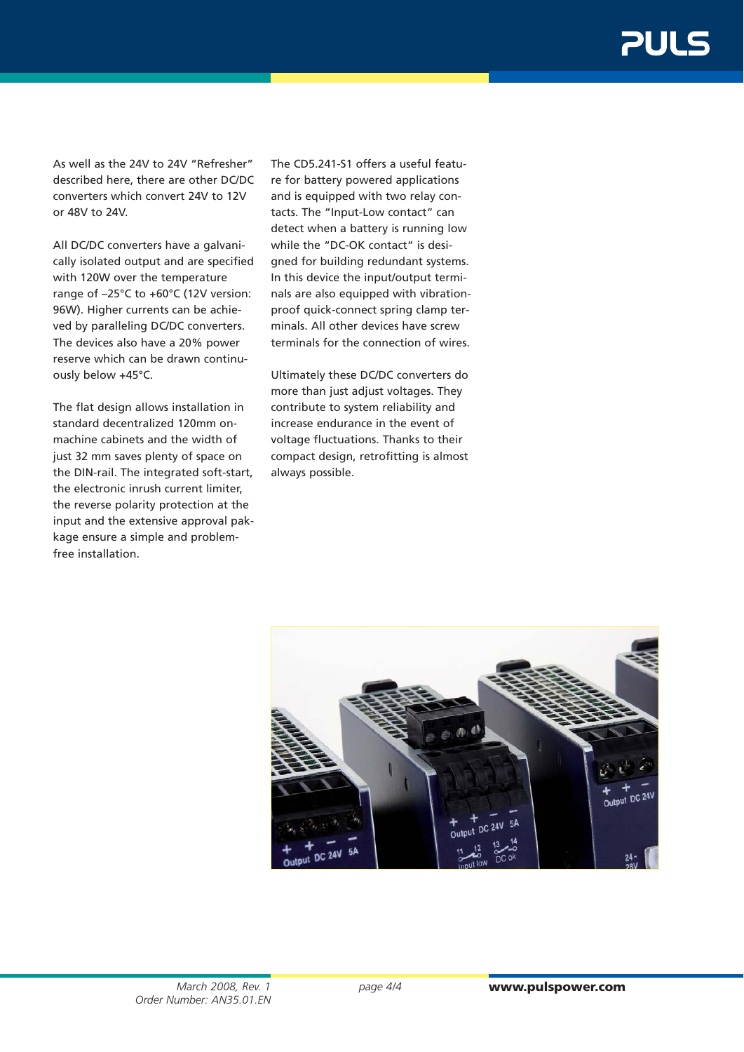As well as the 24V to 24V "Refresher" described here, there are other DC/DC converters which convert 24V to 12V or 48V to 24V.

All DC/DC converters have a galvanically isolated output and are specified with 120W over the temperature range of –25°C to +60°C (12V version: 96W). Higher currents can be achieved by paralleling DC/DC converters. The devices also have a 20% power reserve which can be drawn continuously below +45°C.

The flat design allows installation in standard decentralized 120mm on-machine cabinets and the width of just 32 mm saves plenty of space on the DIN-rail. The integrated soft-start, the electronic inrush current limiter, the reverse polarity protection at the input and the extensive approval package ensure a simple and problem-free installation.

The CD5.241-S1 offers a useful feature for battery powered applications and is equipped with two relay contacts. The "Input-Low contact" can detect when a battery is running low while the "DC-OK contact" is designed for building redundant systems. In this device the input/output terminals are also equipped with vibration-proof quick-connect spring clamp terminals. All other devices have screw terminals for the connection of wires.

Ultimately these DC/DC converters do more than just adjust voltages. They contribute to system reliability and increase endurance in the event of voltage fluctuations. Thanks to their compact design, retrofitting is almost always possible.

*March 2008, Rev. 1*
*Order Number: AN35.01.EN*

**www.pulspower.com**